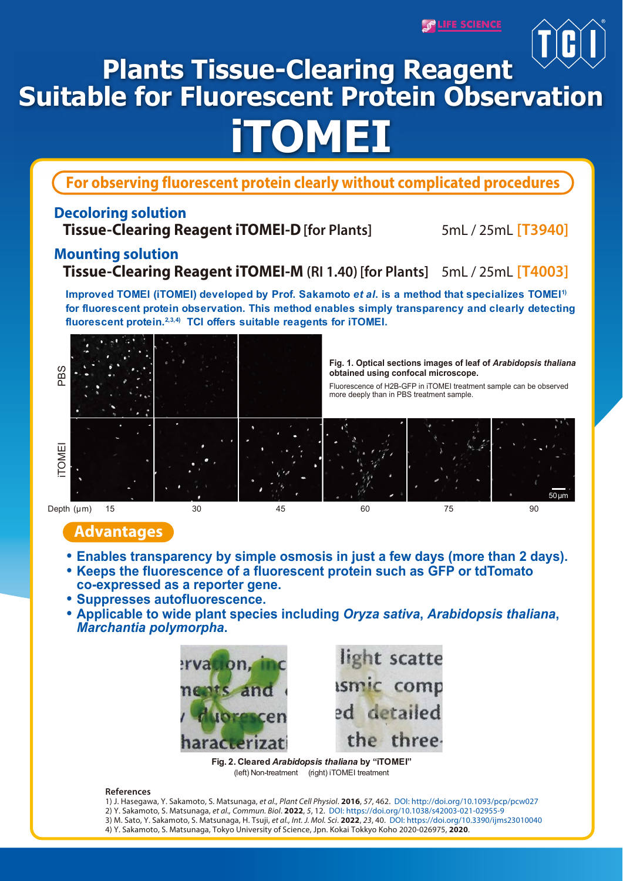LIFE SCIENCE

# Plants Tissue-Clearing Reagent Suitable for Fluorescent Protein Observation

# iTOMEI

## For observing fluorescent protein clearly without complicated procedures

### Decoloring solution

**Tissue-Clearing Reagent iTOMEI-D** [for Plants] 5mL / 25mL **[T3940]**

### Mounting solution

**Tissue-Clearing Reagent iTOMEI-M** (RI 1.40) [for Plants] 5mL / 25mL **[T4003]**

**Improved TOMEI (iTOMEI) developed by Prof. Sakamoto *et al*. is a method that specializes TOMEI[1) ] for fluorescent protein observation. This method enables simply transparency and clearly detecting fluorescent protein.[2,3,4)] TCI offers suitable reagents for iTOMEI.**

**Fig. 1. Optical sections images of leaf of *Arabidopsis thaliana* obtained using confocal microscope.**

Fluorescence of H2B-GFP in iTOMEI treatment sample can be observed more deeply than in PBS treatment sample.

PBS / iTOMEI — Depth (μm) 15, 30, 45, 60, 75, 90 — 50 μm

## Advantages

- **Enables transparency by simple osmosis in just a few days (more than 2 days).**
- **Keeps the fluorescence of a fluorescent protein such as GFP or tdTomato co-expressed as a reporter gene.**
- **Suppresses autofluorescence.**
- **Applicable to wide plant species including *Oryza sativa*, *Arabidopsis thaliana*, *Marchantia polymorpha*.**

**Fig. 2. Cleared *Arabidopsis thaliana* by "iTOMEI"**
(left) Non-treatment (right) iTOMEI treatment

**References**

1) J. Hasegawa, Y. Sakamoto, S. Matsunaga, *et al., Plant Cell Physiol*. **2016**, *57*, 462. DOI: http://doi.org/10.1093/pcp/pcw027
2) Y. Sakamoto, S. Matsunaga, *et al., Commun. Biol*. **2022**, *5*, 12. DOI: https://doi.org/10.1038/s42003-021-02955-9
3) M. Sato, Y. Sakamoto, S. Matsunaga, H. Tsuji, *et al., Int. J. Mol. Sci*. **2022**, *23*, 40. DOI: https://doi.org/10.3390/ijms23010040
4) Y. Sakamoto, S. Matsunaga, Tokyo University of Science, Jpn. Kokai Tokkyo Koho 2020-026975, **2020**.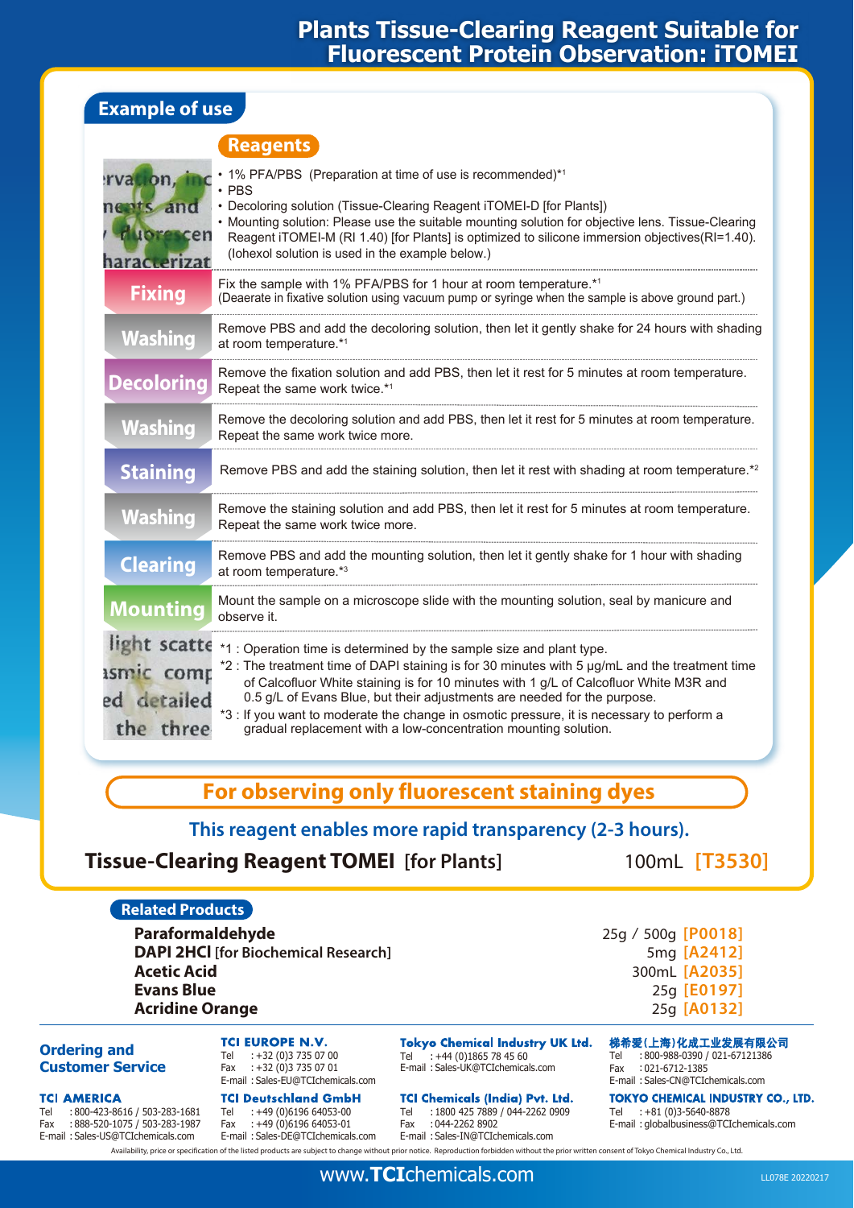# Plants Tissue-Clearing Reagent Suitable for Fluorescent Protein Observation: iTOMEI

## Example of use

### Reagents

- 1% PFA/PBS (Preparation at time of use is recommended)*1
- PBS
- Decoloring solution (Tissue-Clearing Reagent iTOMEI-D [for Plants])
- Mounting solution: Please use the suitable mounting solution for objective lens. Tissue-Clearing Reagent iTOMEI-M (RI 1.40) [for Plants] is optimized to silicone immersion objectives(RI=1.40). (Iohexol solution is used in the example below.)

| | |
|---|---|
| **Fixing** | Fix the sample with 1% PFA/PBS for 1 hour at room temperature.*1 (Deaerate in fixative solution using vacuum pump or syringe when the sample is above ground part.) |
| **Washing** | Remove PBS and add the decoloring solution, then let it gently shake for 24 hours with shading at room temperature.*1 |
| **Decoloring** | Remove the fixation solution and add PBS, then let it rest for 5 minutes at room temperature. Repeat the same work twice.*1 |
| **Washing** | Remove the decoloring solution and add PBS, then let it rest for 5 minutes at room temperature. Repeat the same work twice more. |
| **Staining** | Remove PBS and add the staining solution, then let it rest with shading at room temperature.*2 |
| **Washing** | Remove the staining solution and add PBS, then let it rest for 5 minutes at room temperature. Repeat the same work twice more. |
| **Clearing** | Remove PBS and add the mounting solution, then let it gently shake for 1 hour with shading at room temperature.*3 |
| **Mounting** | Mount the sample on a microscope slide with the mounting solution, seal by manicure and observe it. |

*1 : Operation time is determined by the sample size and plant type.
*2 : The treatment time of DAPI staining is for 30 minutes with 5 μg/mL and the treatment time of Calcofluor White staining is for 10 minutes with 1 g/L of Calcofluor White M3R and 0.5 g/L of Evans Blue, but their adjustments are needed for the purpose.
*3 : If you want to moderate the change in osmotic pressure, it is necessary to perform a gradual replacement with a low-concentration mounting solution.

## For observing only fluorescent staining dyes

**This reagent enables more rapid transparency (2-3 hours).**

**Tissue-Clearing Reagent TOMEI [for Plants]** 100mL [T3530]

### Related Products

| | |
|---|---|
| **Paraformaldehyde** | 25g / 500g [P0018] |
| **DAPI 2HCl** [for Biochemical Research] | 5mg [A2412] |
| **Acetic Acid** | 300mL [A2035] |
| **Evans Blue** | 25g [E0197] |
| **Acridine Orange** | 25g [A0132] |

**Ordering and Customer Service**

**TCI AMERICA**
Tel : 800-423-8616 / 503-283-1681
Fax : 888-520-1075 / 503-283-1987
E-mail : Sales-US@TCIchemicals.com

**TCI EUROPE N.V.**
Tel : +32 (0)3 735 07 00
Fax : +32 (0)3 735 07 01
E-mail : Sales-EU@TCIchemicals.com

**TCI Deutschland GmbH**
Tel : +49 (0)6196 64053-00
Fax : +49 (0)6196 64053-01
E-mail : Sales-DE@TCIchemicals.com

**Tokyo Chemical Industry UK Ltd.**
Tel : +44 (0)1865 78 45 60
E-mail : Sales-UK@TCIchemicals.com

**TCI Chemicals (India) Pvt. Ltd.**
Tel : 1800 425 7889 / 044-2262 0909
Fax : 044-2262 8902
E-mail : Sales-IN@TCIchemicals.com

**梯希爱(上海)化成工业发展有限公司**
Tel : 800-988-0390 / 021-67121386
Fax : 021-6712-1385
E-mail : Sales-CN@TCIchemicals.com

**TOKYO CHEMICAL INDUSTRY CO., LTD.**
Tel : +81 (0)3-5640-8878
E-mail : globalbusiness@TCIchemicals.com

Availability, price or specification of the listed products are subject to change without prior notice. Reproduction forbidden without the prior written consent of Tokyo Chemical Industry Co., Ltd.

www.TCIchemicals.com

LL078E 20220217